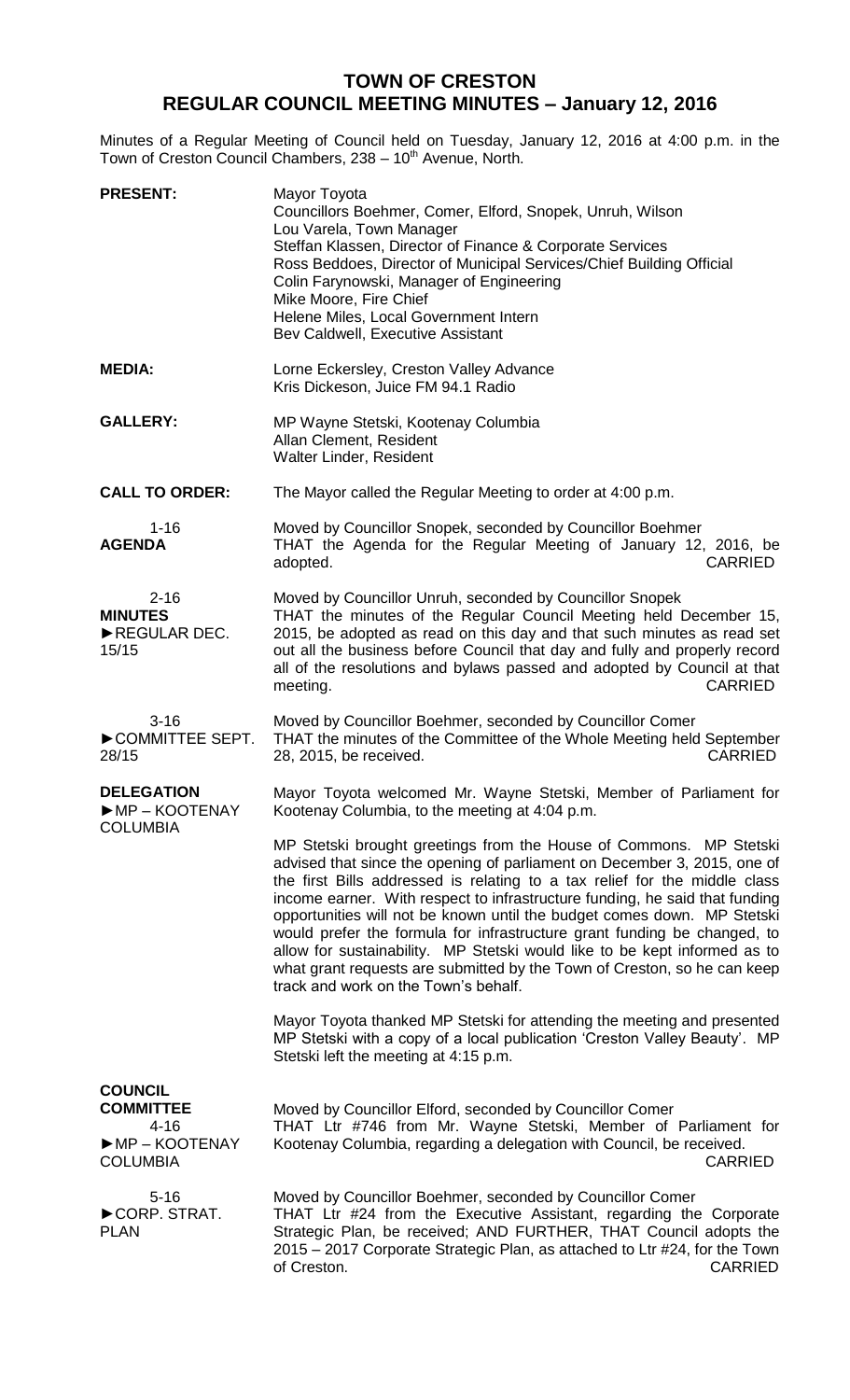# TOWN OF CRESTON
## REGULAR COUNCIL MEETING MINUTES – January 12, 2016

Minutes of a Regular Meeting of Council held on Tuesday, January 12, 2016 at 4:00 p.m. in the Town of Creston Council Chambers, 238 – 10th Avenue, North.

**PRESENT:**
Mayor Toyota
Councillors Boehmer, Comer, Elford, Snopek, Unruh, Wilson
Lou Varela, Town Manager
Steffan Klassen, Director of Finance & Corporate Services
Ross Beddoes, Director of Municipal Services/Chief Building Official
Colin Farynowski, Manager of Engineering
Mike Moore, Fire Chief
Helene Miles, Local Government Intern
Bev Caldwell, Executive Assistant

**MEDIA:**
Lorne Eckersley, Creston Valley Advance
Kris Dickeson, Juice FM 94.1 Radio

**GALLERY:**
MP Wayne Stetski, Kootenay Columbia
Allan Clement, Resident
Walter Linder, Resident

**CALL TO ORDER:** The Mayor called the Regular Meeting to order at 4:00 p.m.

**1-16**
**AGENDA**

Moved by Councillor Snopek, seconded by Councillor Boehmer
THAT the Agenda for the Regular Meeting of January 12, 2016, be adopted. CARRIED

**2-16**
**MINUTES**
►REGULAR DEC. 15/15

Moved by Councillor Unruh, seconded by Councillor Snopek
THAT the minutes of the Regular Council Meeting held December 15, 2015, be adopted as read on this day and that such minutes as read set out all the business before Council that day and fully and properly record all of the resolutions and bylaws passed and adopted by Council at that meeting. CARRIED

**3-16**
►COMMITTEE SEPT. 28/15

Moved by Councillor Boehmer, seconded by Councillor Comer
THAT the minutes of the Committee of the Whole Meeting held September 28, 2015, be received. CARRIED

**DELEGATION**
►MP – KOOTENAY COLUMBIA

Mayor Toyota welcomed Mr. Wayne Stetski, Member of Parliament for Kootenay Columbia, to the meeting at 4:04 p.m.

MP Stetski brought greetings from the House of Commons. MP Stetski advised that since the opening of parliament on December 3, 2015, one of the first Bills addressed is relating to a tax relief for the middle class income earner. With respect to infrastructure funding, he said that funding opportunities will not be known until the budget comes down. MP Stetski would prefer the formula for infrastructure grant funding be changed, to allow for sustainability. MP Stetski would like to be kept informed as to what grant requests are submitted by the Town of Creston, so he can keep track and work on the Town's behalf.

Mayor Toyota thanked MP Stetski for attending the meeting and presented MP Stetski with a copy of a local publication 'Creston Valley Beauty'. MP Stetski left the meeting at 4:15 p.m.

**COUNCIL COMMITTEE**
**4-16**
►MP – KOOTENAY COLUMBIA

Moved by Councillor Elford, seconded by Councillor Comer
THAT Ltr #746 from Mr. Wayne Stetski, Member of Parliament for Kootenay Columbia, regarding a delegation with Council, be received. CARRIED

**5-16**
►CORP. STRAT. PLAN

Moved by Councillor Boehmer, seconded by Councillor Comer
THAT Ltr #24 from the Executive Assistant, regarding the Corporate Strategic Plan, be received; AND FURTHER, THAT Council adopts the 2015 – 2017 Corporate Strategic Plan, as attached to Ltr #24, for the Town of Creston. CARRIED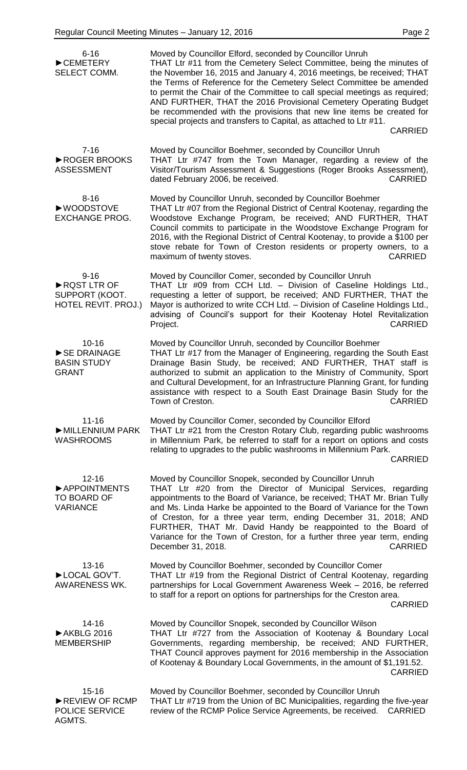**6-16**
**►CEMETERY SELECT COMM.**

Moved by Councillor Elford, seconded by Councillor Unruh
THAT Ltr #11 from the Cemetery Select Committee, being the minutes of the November 16, 2015 and January 4, 2016 meetings, be received; THAT the Terms of Reference for the Cemetery Select Committee be amended to permit the Chair of the Committee to call special meetings as required; AND FURTHER, THAT the 2016 Provisional Cemetery Operating Budget be recommended with the provisions that new line items be created for special projects and transfers to Capital, as attached to Ltr #11.
CARRIED

**7-16**
**►ROGER BROOKS ASSESSMENT**

Moved by Councillor Boehmer, seconded by Councillor Unruh
THAT Ltr #747 from the Town Manager, regarding a review of the Visitor/Tourism Assessment & Suggestions (Roger Brooks Assessment), dated February 2006, be received.
CARRIED

**8-16**
**►WOODSTOVE EXCHANGE PROG.**

Moved by Councillor Unruh, seconded by Councillor Boehmer
THAT Ltr #07 from the Regional District of Central Kootenay, regarding the Woodstove Exchange Program, be received; AND FURTHER, THAT Council commits to participate in the Woodstove Exchange Program for 2016, with the Regional District of Central Kootenay, to provide a $100 per stove rebate for Town of Creston residents or property owners, to a maximum of twenty stoves.
CARRIED

**9-16**
**►RQST LTR OF SUPPORT (KOOT. HOTEL REVIT. PROJ.)**

Moved by Councillor Comer, seconded by Councillor Unruh
THAT Ltr #09 from CCH Ltd. – Division of Caseline Holdings Ltd., requesting a letter of support, be received; AND FURTHER, THAT the Mayor is authorized to write CCH Ltd. – Division of Caseline Holdings Ltd., advising of Council's support for their Kootenay Hotel Revitalization Project.
CARRIED

**10-16**
**►SE DRAINAGE BASIN STUDY GRANT**

Moved by Councillor Unruh, seconded by Councillor Boehmer
THAT Ltr #17 from the Manager of Engineering, regarding the South East Drainage Basin Study, be received; AND FURTHER, THAT staff is authorized to submit an application to the Ministry of Community, Sport and Cultural Development, for an Infrastructure Planning Grant, for funding assistance with respect to a South East Drainage Basin Study for the Town of Creston.
CARRIED

**11-16**
**►MILLENNIUM PARK WASHROOMS**

Moved by Councillor Comer, seconded by Councillor Elford
THAT Ltr #21 from the Creston Rotary Club, regarding public washrooms in Millennium Park, be referred to staff for a report on options and costs relating to upgrades to the public washrooms in Millennium Park.
CARRIED

**12-16**
**►APPOINTMENTS TO BOARD OF VARIANCE**

Moved by Councillor Snopek, seconded by Councillor Unruh
THAT Ltr #20 from the Director of Municipal Services, regarding appointments to the Board of Variance, be received; THAT Mr. Brian Tully and Ms. Linda Harke be appointed to the Board of Variance for the Town of Creston, for a three year term, ending December 31, 2018; AND FURTHER, THAT Mr. David Handy be reappointed to the Board of Variance for the Town of Creston, for a further three year term, ending December 31, 2018.
CARRIED

**13-16**
**►LOCAL GOV'T. AWARENESS WK.**

Moved by Councillor Boehmer, seconded by Councillor Comer
THAT Ltr #19 from the Regional District of Central Kootenay, regarding partnerships for Local Government Awareness Week – 2016, be referred to staff for a report on options for partnerships for the Creston area.
CARRIED

**14-16**
**►AKBLG 2016 MEMBERSHIP**

Moved by Councillor Snopek, seconded by Councillor Wilson
THAT Ltr #727 from the Association of Kootenay & Boundary Local Governments, regarding membership, be received; AND FURTHER, THAT Council approves payment for 2016 membership in the Association of Kootenay & Boundary Local Governments, in the amount of $1,191.52.
CARRIED

**15-16**
**►REVIEW OF RCMP POLICE SERVICE AGMTS.**

Moved by Councillor Boehmer, seconded by Councillor Unruh
THAT Ltr #719 from the Union of BC Municipalities, regarding the five-year review of the RCMP Police Service Agreements, be received.
CARRIED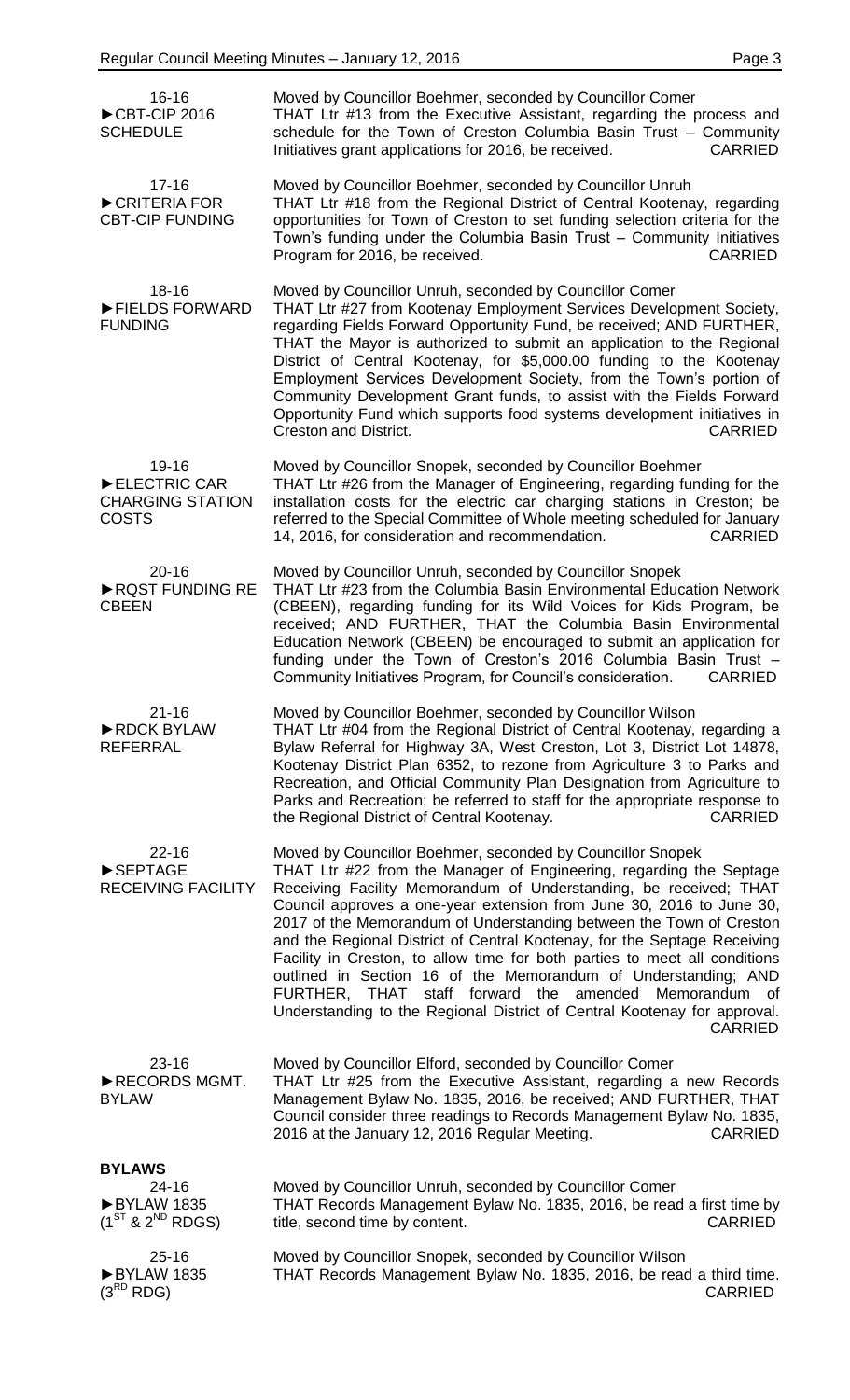16-16
►CBT-CIP 2016 SCHEDULE

Moved by Councillor Boehmer, seconded by Councillor Comer
THAT Ltr #13 from the Executive Assistant, regarding the process and schedule for the Town of Creston Columbia Basin Trust – Community Initiatives grant applications for 2016, be received. CARRIED

17-16
►CRITERIA FOR CBT-CIP FUNDING

Moved by Councillor Boehmer, seconded by Councillor Unruh
THAT Ltr #18 from the Regional District of Central Kootenay, regarding opportunities for Town of Creston to set funding selection criteria for the Town's funding under the Columbia Basin Trust – Community Initiatives Program for 2016, be received. CARRIED

18-16
►FIELDS FORWARD FUNDING

Moved by Councillor Unruh, seconded by Councillor Comer
THAT Ltr #27 from Kootenay Employment Services Development Society, regarding Fields Forward Opportunity Fund, be received; AND FURTHER, THAT the Mayor is authorized to submit an application to the Regional District of Central Kootenay, for $5,000.00 funding to the Kootenay Employment Services Development Society, from the Town's portion of Community Development Grant funds, to assist with the Fields Forward Opportunity Fund which supports food systems development initiatives in Creston and District. CARRIED

19-16
►ELECTRIC CAR CHARGING STATION COSTS

Moved by Councillor Snopek, seconded by Councillor Boehmer
THAT Ltr #26 from the Manager of Engineering, regarding funding for the installation costs for the electric car charging stations in Creston; be referred to the Special Committee of Whole meeting scheduled for January 14, 2016, for consideration and recommendation. CARRIED

20-16
►RQST FUNDING RE CBEEN

Moved by Councillor Unruh, seconded by Councillor Snopek
THAT Ltr #23 from the Columbia Basin Environmental Education Network (CBEEN), regarding funding for its Wild Voices for Kids Program, be received; AND FURTHER, THAT the Columbia Basin Environmental Education Network (CBEEN) be encouraged to submit an application for funding under the Town of Creston's 2016 Columbia Basin Trust – Community Initiatives Program, for Council's consideration. CARRIED

21-16
►RDCK BYLAW REFERRAL

Moved by Councillor Boehmer, seconded by Councillor Wilson
THAT Ltr #04 from the Regional District of Central Kootenay, regarding a Bylaw Referral for Highway 3A, West Creston, Lot 3, District Lot 14878, Kootenay District Plan 6352, to rezone from Agriculture 3 to Parks and Recreation, and Official Community Plan Designation from Agriculture to Parks and Recreation; be referred to staff for the appropriate response to the Regional District of Central Kootenay. CARRIED

22-16
►SEPTAGE RECEIVING FACILITY

Moved by Councillor Boehmer, seconded by Councillor Snopek
THAT Ltr #22 from the Manager of Engineering, regarding the Septage Receiving Facility Memorandum of Understanding, be received; THAT Council approves a one-year extension from June 30, 2016 to June 30, 2017 of the Memorandum of Understanding between the Town of Creston and the Regional District of Central Kootenay, for the Septage Receiving Facility in Creston, to allow time for both parties to meet all conditions outlined in Section 16 of the Memorandum of Understanding; AND FURTHER, THAT staff forward the amended Memorandum of Understanding to the Regional District of Central Kootenay for approval. CARRIED

23-16
►RECORDS MGMT. BYLAW

Moved by Councillor Elford, seconded by Councillor Comer
THAT Ltr #25 from the Executive Assistant, regarding a new Records Management Bylaw No. 1835, 2016, be received; AND FURTHER, THAT Council consider three readings to Records Management Bylaw No. 1835, 2016 at the January 12, 2016 Regular Meeting. CARRIED

**BYLAWS**

24-16
►BYLAW 1835 (1ST & 2ND RDGS)

Moved by Councillor Unruh, seconded by Councillor Comer
THAT Records Management Bylaw No. 1835, 2016, be read a first time by title, second time by content. CARRIED

25-16
►BYLAW 1835 (3RD RDG)

Moved by Councillor Snopek, seconded by Councillor Wilson
THAT Records Management Bylaw No. 1835, 2016, be read a third time. CARRIED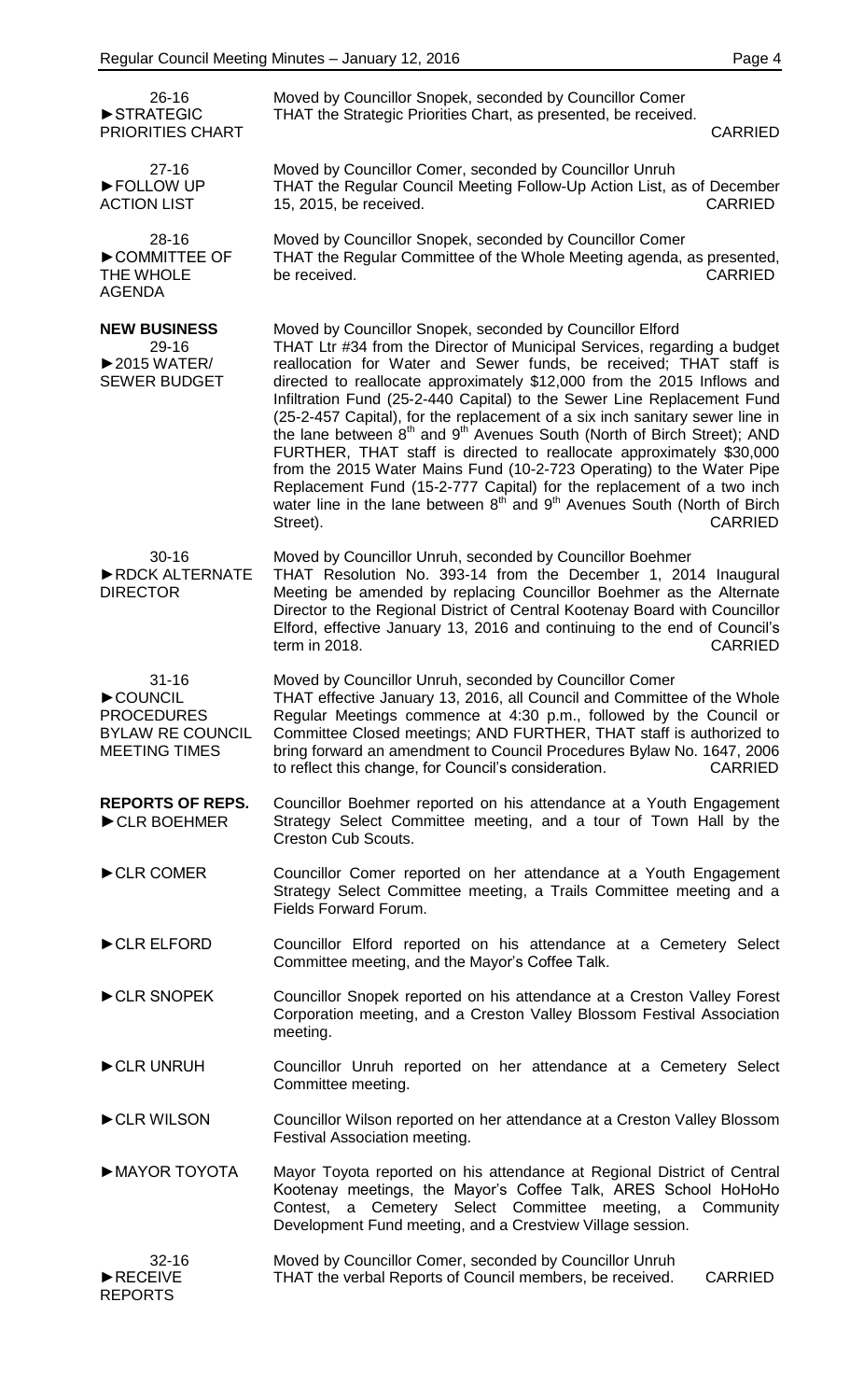**26-16**
**►STRATEGIC PRIORITIES CHART**

Moved by Councillor Snopek, seconded by Councillor Comer
THAT the Strategic Priorities Chart, as presented, be received.
CARRIED

**27-16**
**►FOLLOW UP ACTION LIST**

Moved by Councillor Comer, seconded by Councillor Unruh
THAT the Regular Council Meeting Follow-Up Action List, as of December 15, 2015, be received.
CARRIED

**28-16**
**►COMMITTEE OF THE WHOLE AGENDA**

Moved by Councillor Snopek, seconded by Councillor Comer
THAT the Regular Committee of the Whole Meeting agenda, as presented, be received.
CARRIED

**NEW BUSINESS**

**29-16**
**►2015 WATER/ SEWER BUDGET**

Moved by Councillor Snopek, seconded by Councillor Elford
THAT Ltr #34 from the Director of Municipal Services, regarding a budget reallocation for Water and Sewer funds, be received; THAT staff is directed to reallocate approximately $12,000 from the 2015 Inflows and Infiltration Fund (25-2-440 Capital) to the Sewer Line Replacement Fund (25-2-457 Capital), for the replacement of a six inch sanitary sewer line in the lane between 8th and 9th Avenues South (North of Birch Street); AND FURTHER, THAT staff is directed to reallocate approximately $30,000 from the 2015 Water Mains Fund (10-2-723 Operating) to the Water Pipe Replacement Fund (15-2-777 Capital) for the replacement of a two inch water line in the lane between 8th and 9th Avenues South (North of Birch Street).
CARRIED

**30-16**
**►RDCK ALTERNATE DIRECTOR**

Moved by Councillor Unruh, seconded by Councillor Boehmer
THAT Resolution No. 393-14 from the December 1, 2014 Inaugural Meeting be amended by replacing Councillor Boehmer as the Alternate Director to the Regional District of Central Kootenay Board with Councillor Elford, effective January 13, 2016 and continuing to the end of Council's term in 2018.
CARRIED

**31-16**
**►COUNCIL PROCEDURES BYLAW RE COUNCIL MEETING TIMES**

Moved by Councillor Unruh, seconded by Councillor Comer
THAT effective January 13, 2016, all Council and Committee of the Whole Regular Meetings commence at 4:30 p.m., followed by the Council or Committee Closed meetings; AND FURTHER, THAT staff is authorized to bring forward an amendment to Council Procedures Bylaw No. 1647, 2006 to reflect this change, for Council's consideration.
CARRIED

**REPORTS OF REPS.**

**►CLR BOEHMER**

Councillor Boehmer reported on his attendance at a Youth Engagement Strategy Select Committee meeting, and a tour of Town Hall by the Creston Cub Scouts.

**►CLR COMER**

Councillor Comer reported on her attendance at a Youth Engagement Strategy Select Committee meeting, a Trails Committee meeting and a Fields Forward Forum.

**►CLR ELFORD**

Councillor Elford reported on his attendance at a Cemetery Select Committee meeting, and the Mayor's Coffee Talk.

**►CLR SNOPEK**

Councillor Snopek reported on his attendance at a Creston Valley Forest Corporation meeting, and a Creston Valley Blossom Festival Association meeting.

**►CLR UNRUH**

Councillor Unruh reported on her attendance at a Cemetery Select Committee meeting.

**►CLR WILSON**

Councillor Wilson reported on her attendance at a Creston Valley Blossom Festival Association meeting.

**►MAYOR TOYOTA**

Mayor Toyota reported on his attendance at Regional District of Central Kootenay meetings, the Mayor's Coffee Talk, ARES School HoHoHo Contest, a Cemetery Select Committee meeting, a Community Development Fund meeting, and a Crestview Village session.

**32-16**
**►RECEIVE REPORTS**

Moved by Councillor Comer, seconded by Councillor Unruh
THAT the verbal Reports of Council members, be received.
CARRIED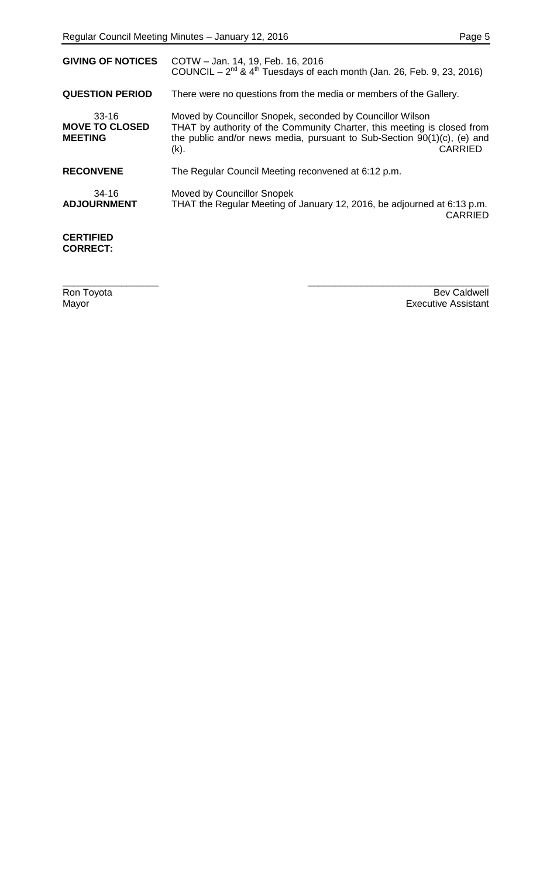**GIVING OF NOTICES**

COTW – Jan. 14, 19, Feb. 16, 2016
COUNCIL – 2nd & 4th Tuesdays of each month (Jan. 26, Feb. 9, 23, 2016)

**QUESTION PERIOD**

There were no questions from the media or members of the Gallery.

33-16
**MOVE TO CLOSED MEETING**

Moved by Councillor Snopek, seconded by Councillor Wilson
THAT by authority of the Community Charter, this meeting is closed from the public and/or news media, pursuant to Sub-Section 90(1)(c), (e) and (k).
CARRIED

**RECONVENE**

The Regular Council Meeting reconvened at 6:12 p.m.

34-16
**ADJOURNMENT**

Moved by Councillor Snopek
THAT the Regular Meeting of January 12, 2016, be adjourned at 6:13 p.m.
CARRIED

**CERTIFIED CORRECT:**

\_\_\_\_\_\_\_\_\_\_\_\_\_\_\_\_\_\_
Ron Toyota
Mayor

\_\_\_\_\_\_\_\_\_\_\_\_\_\_\_\_\_\_
Bev Caldwell
Executive Assistant